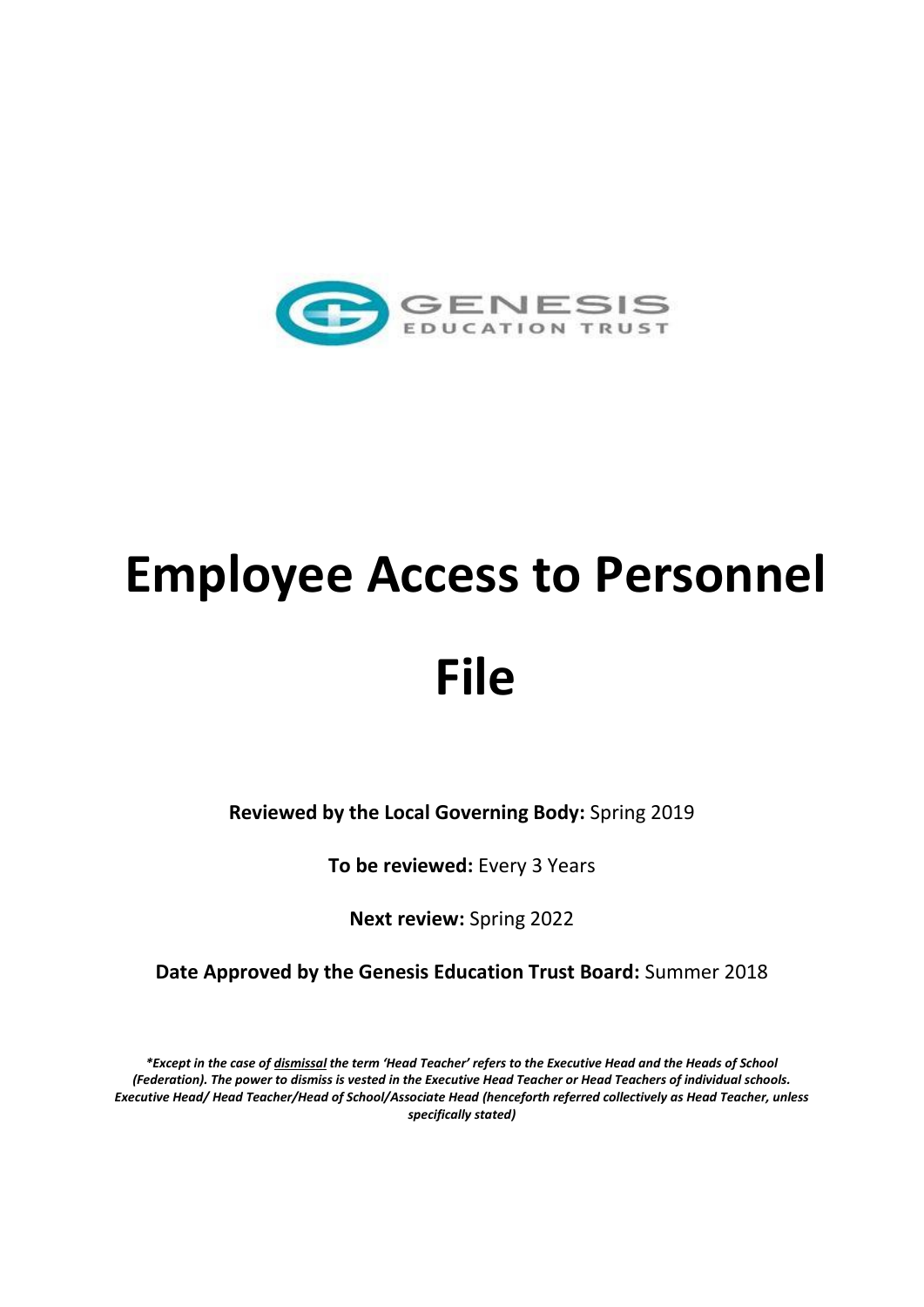GENESIS
EDUCATION TRUST

# Employee Access to Personnel File

**Reviewed by the Local Governing Body:** Spring 2019

**To be reviewed:** Every 3 Years

**Next review:** Spring 2022

**Date Approved by the Genesis Education Trust Board:** Summer 2018

***Except in the case of dismissal the term 'Head Teacher' refers to the Executive Head and the Heads of School (Federation). The power to dismiss is vested in the Executive Head Teacher or Head Teachers of individual schools. Executive Head/ Head Teacher/Head of School/Associate Head (henceforth referred collectively as Head Teacher, unless specifically stated)***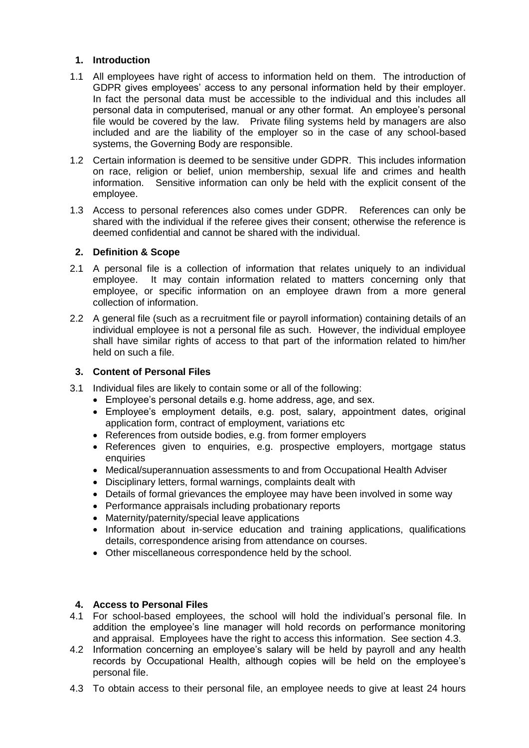## 1. Introduction

1.1 All employees have right of access to information held on them. The introduction of GDPR gives employees' access to any personal information held by their employer. In fact the personal data must be accessible to the individual and this includes all personal data in computerised, manual or any other format. An employee's personal file would be covered by the law. Private filing systems held by managers are also included and are the liability of the employer so in the case of any school-based systems, the Governing Body are responsible.

1.2 Certain information is deemed to be sensitive under GDPR. This includes information on race, religion or belief, union membership, sexual life and crimes and health information. Sensitive information can only be held with the explicit consent of the employee.

1.3 Access to personal references also comes under GDPR. References can only be shared with the individual if the referee gives their consent; otherwise the reference is deemed confidential and cannot be shared with the individual.

## 2. Definition & Scope

2.1 A personal file is a collection of information that relates uniquely to an individual employee. It may contain information related to matters concerning only that employee, or specific information on an employee drawn from a more general collection of information.

2.2 A general file (such as a recruitment file or payroll information) containing details of an individual employee is not a personal file as such. However, the individual employee shall have similar rights of access to that part of the information related to him/her held on such a file.

## 3. Content of Personal Files

3.1 Individual files are likely to contain some or all of the following:

- Employee's personal details e.g. home address, age, and sex.
- Employee's employment details, e.g. post, salary, appointment dates, original application form, contract of employment, variations etc
- References from outside bodies, e.g. from former employers
- References given to enquiries, e.g. prospective employers, mortgage status enquiries
- Medical/superannuation assessments to and from Occupational Health Adviser
- Disciplinary letters, formal warnings, complaints dealt with
- Details of formal grievances the employee may have been involved in some way
- Performance appraisals including probationary reports
- Maternity/paternity/special leave applications
- Information about in-service education and training applications, qualifications details, correspondence arising from attendance on courses.
- Other miscellaneous correspondence held by the school.

## 4. Access to Personal Files

4.1 For school-based employees, the school will hold the individual's personal file. In addition the employee's line manager will hold records on performance monitoring and appraisal. Employees have the right to access this information. See section 4.3.

4.2 Information concerning an employee's salary will be held by payroll and any health records by Occupational Health, although copies will be held on the employee's personal file.

4.3 To obtain access to their personal file, an employee needs to give at least 24 hours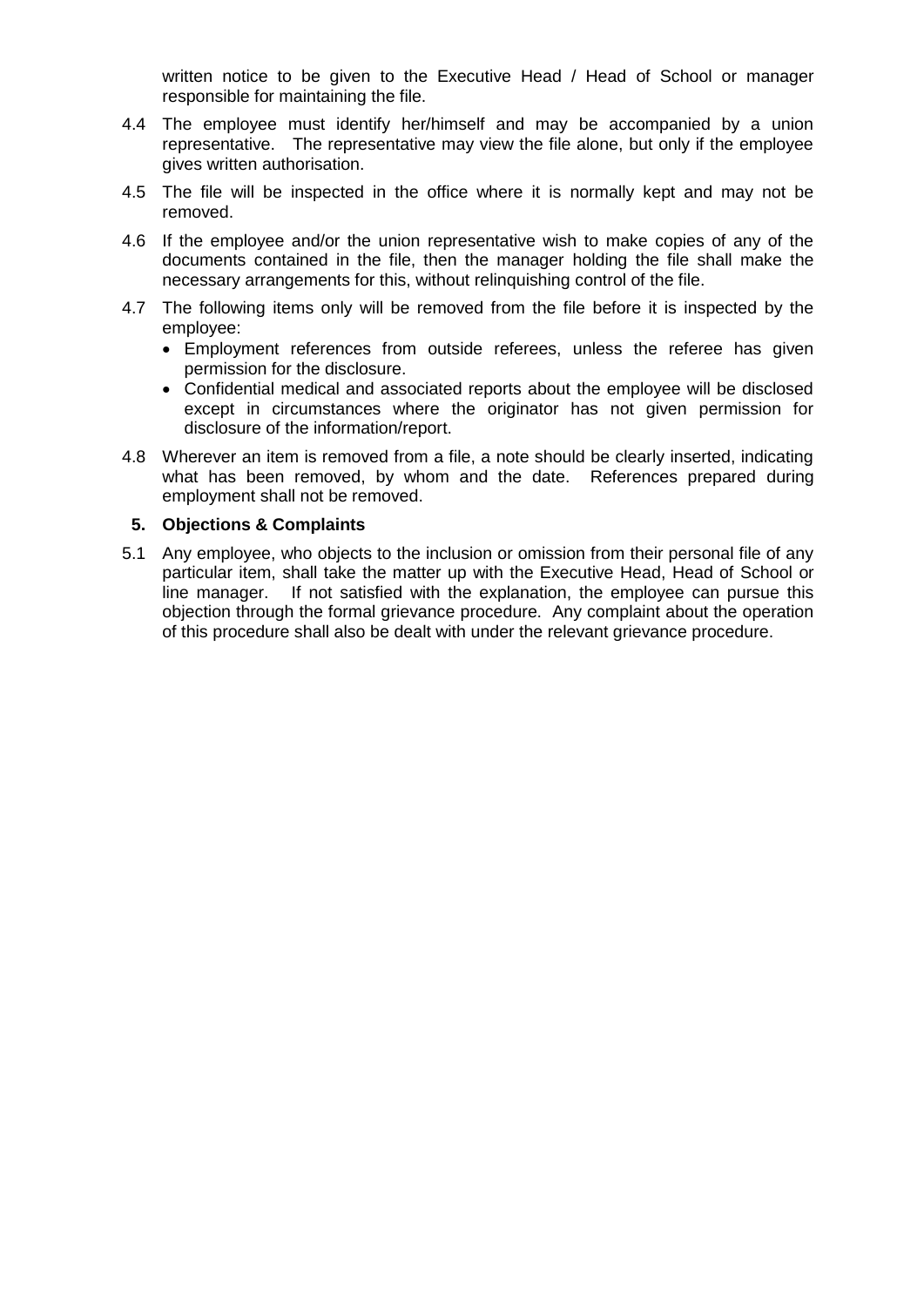written notice to be given to the Executive Head / Head of School or manager responsible for maintaining the file.

4.4 The employee must identify her/himself and may be accompanied by a union representative. The representative may view the file alone, but only if the employee gives written authorisation.

4.5 The file will be inspected in the office where it is normally kept and may not be removed.

4.6 If the employee and/or the union representative wish to make copies of any of the documents contained in the file, then the manager holding the file shall make the necessary arrangements for this, without relinquishing control of the file.

4.7 The following items only will be removed from the file before it is inspected by the employee:

- Employment references from outside referees, unless the referee has given permission for the disclosure.
- Confidential medical and associated reports about the employee will be disclosed except in circumstances where the originator has not given permission for disclosure of the information/report.

4.8 Wherever an item is removed from a file, a note should be clearly inserted, indicating what has been removed, by whom and the date. References prepared during employment shall not be removed.

## 5. Objections & Complaints

5.1 Any employee, who objects to the inclusion or omission from their personal file of any particular item, shall take the matter up with the Executive Head, Head of School or line manager. If not satisfied with the explanation, the employee can pursue this objection through the formal grievance procedure. Any complaint about the operation of this procedure shall also be dealt with under the relevant grievance procedure.